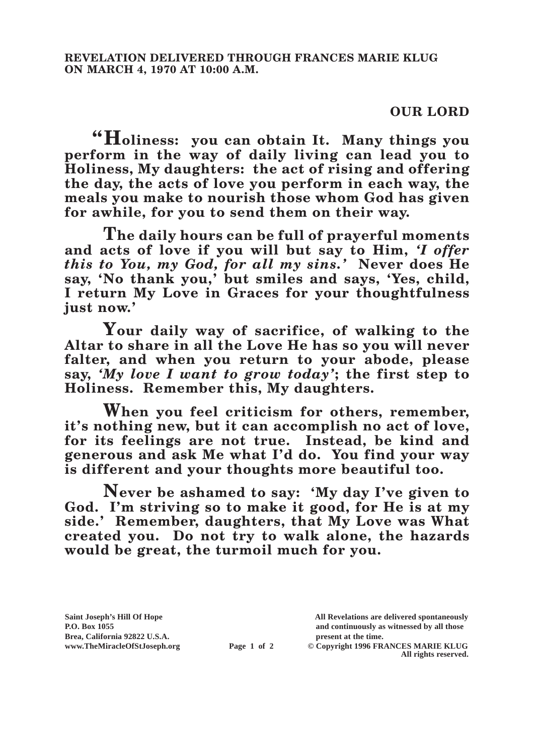**REVELATION DELIVERED THROUGH FRANCES MARIE KLUG ON MARCH 4, 1970 AT 10:00 A.M.**

**OUR LORD**

**"Holiness: you can obtain It. Many things you perform in the way of daily living can lead you to Holiness, My daughters: the act of rising and offering the day, the acts of love you perform in each way, the meals you make to nourish those whom God has given for awhile, for you to send them on their way.**

**The daily hours can be full of prayerful moments and acts of love if you will but say to Him, *'I offer this to You, my God, for all my sins.'* Never does He say, 'No thank you,' but smiles and says, 'Yes, child, I return My Love in Graces for your thoughtfulness just now.'**

**Your daily way of sacrifice, of walking to the Altar to share in all the Love He has so you will never falter, and when you return to your abode, please say, *'My love I want to grow today'*; the first step to Holiness. Remember this, My daughters.**

**When you feel criticism for others, remember, it's nothing new, but it can accomplish no act of love, for its feelings are not true. Instead, be kind and generous and ask Me what I'd do. You find your way is different and your thoughts more beautiful too.**

**Never be ashamed to say: 'My day I've given to God. I'm striving so to make it good, for He is at my side.' Remember, daughters, that My Love was What created you. Do not try to walk alone, the hazards would be great, the turmoil much for you.**

Saint Joseph's Hill Of Hope
P.O. Box 1055
Brea, California 92822 U.S.A.
www.TheMiracleOfStJoseph.org

All Revelations are delivered spontaneously and continuously as witnessed by all those present at the time.
© Copyright 1996 FRANCES MARIE KLUG
All rights reserved.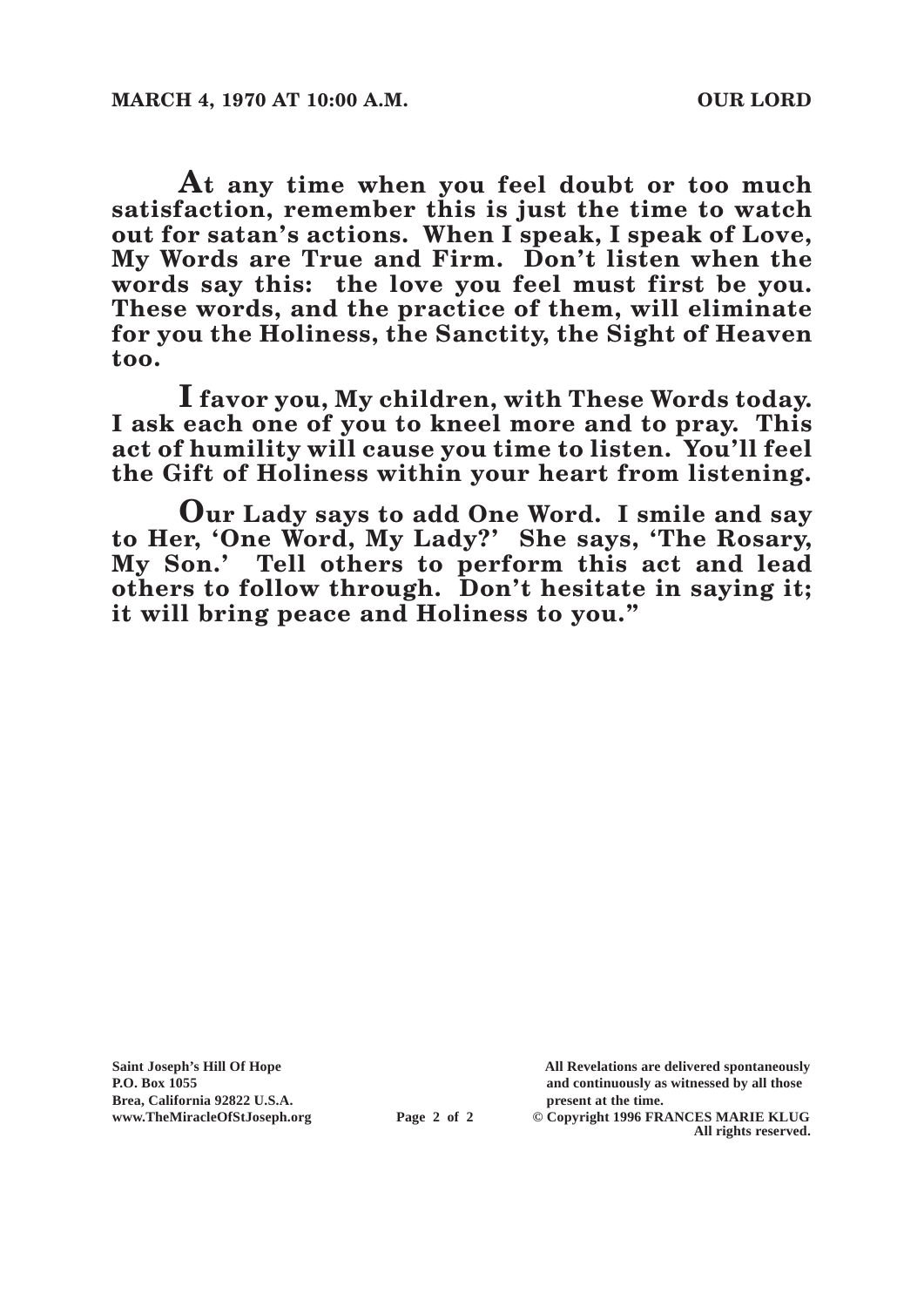**At any time when you feel doubt or too much satisfaction, remember this is just the time to watch out for satan's actions. When I speak, I speak of Love, My Words are True and Firm. Don't listen when the words say this: the love you feel must first be you. These words, and the practice of them, will eliminate for you the Holiness, the Sanctity, the Sight of Heaven too.**

**I favor you, My children, with These Words today. I ask each one of you to kneel more and to pray. This act of humility will cause you time to listen. You'll feel the Gift of Holiness within your heart from listening.**

**Our Lady says to add One Word. I smile and say to Her, 'One Word, My Lady?' She says, 'The Rosary, My Son.' Tell others to perform this act and lead others to follow through. Don't hesitate in saying it; it will bring peace and Holiness to you."**